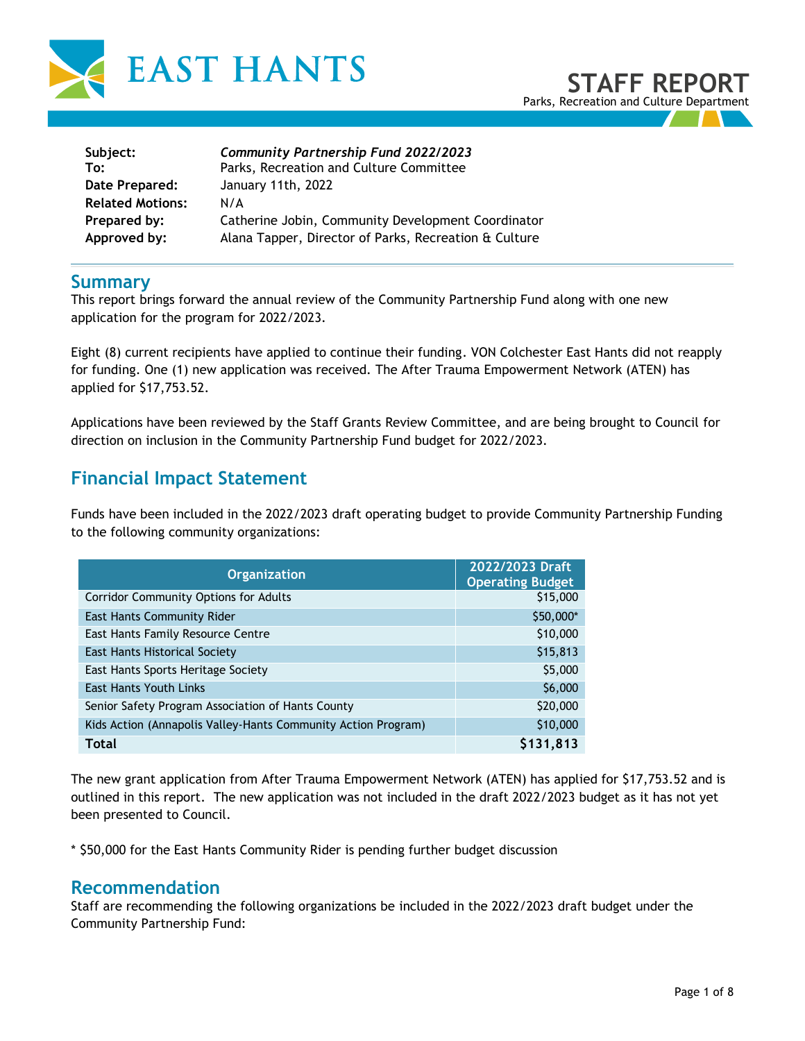# STAFF REPORT

Parks, Recreation and Culture Department

| | |
|---|---|
| **Subject:** | ***Community Partnership Fund 2022/2023*** |
| **To:** | Parks, Recreation and Culture Committee |
| **Date Prepared:** | January 11th, 2022 |
| **Related Motions:** | N/A |
| **Prepared by:** | Catherine Jobin, Community Development Coordinator |
| **Approved by:** | Alana Tapper, Director of Parks, Recreation & Culture |

## Summary

This report brings forward the annual review of the Community Partnership Fund along with one new application for the program for 2022/2023.

Eight (8) current recipients have applied to continue their funding. VON Colchester East Hants did not reapply for funding. One (1) new application was received. The After Trauma Empowerment Network (ATEN) has applied for $17,753.52.

Applications have been reviewed by the Staff Grants Review Committee, and are being brought to Council for direction on inclusion in the Community Partnership Fund budget for 2022/2023.

## Financial Impact Statement

Funds have been included in the 2022/2023 draft operating budget to provide Community Partnership Funding to the following community organizations:

| Organization | 2022/2023 Draft Operating Budget |
|---|---:|
| Corridor Community Options for Adults | $15,000 |
| East Hants Community Rider | $50,000* |
| East Hants Family Resource Centre | $10,000 |
| East Hants Historical Society | $15,813 |
| East Hants Sports Heritage Society | $5,000 |
| East Hants Youth Links | $6,000 |
| Senior Safety Program Association of Hants County | $20,000 |
| Kids Action (Annapolis Valley-Hants Community Action Program) | $10,000 |
| **Total** | **$131,813** |

The new grant application from After Trauma Empowerment Network (ATEN) has applied for $17,753.52 and is outlined in this report. The new application was not included in the draft 2022/2023 budget as it has not yet been presented to Council.

* $50,000 for the East Hants Community Rider is pending further budget discussion

## Recommendation

Staff are recommending the following organizations be included in the 2022/2023 draft budget under the Community Partnership Fund: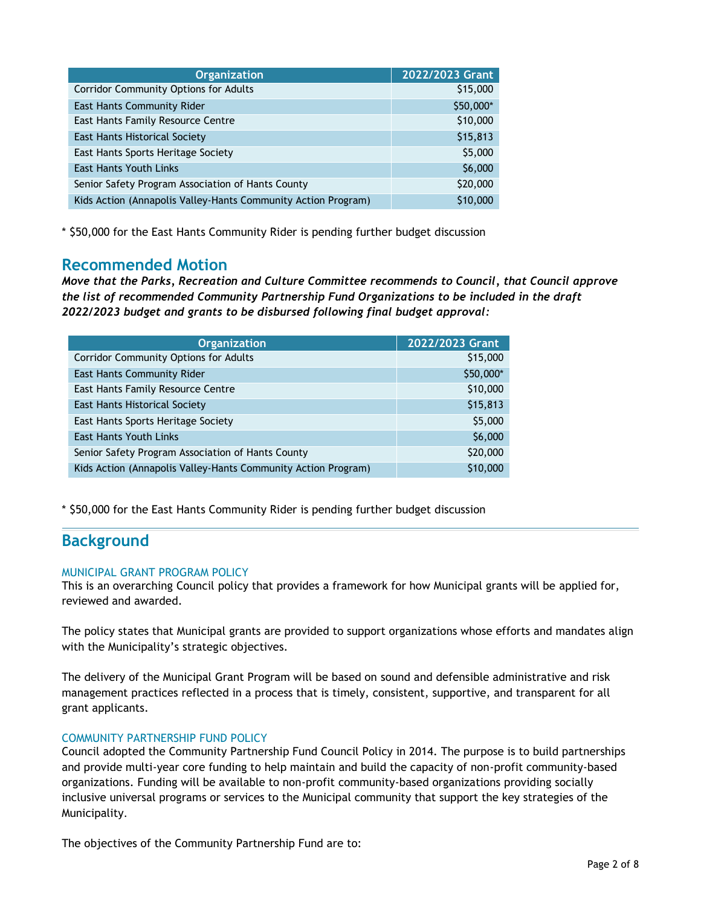| Organization | 2022/2023 Grant |
| --- | --- |
| Corridor Community Options for Adults | $15,000 |
| East Hants Community Rider | $50,000* |
| East Hants Family Resource Centre | $10,000 |
| East Hants Historical Society | $15,813 |
| East Hants Sports Heritage Society | $5,000 |
| East Hants Youth Links | $6,000 |
| Senior Safety Program Association of Hants County | $20,000 |
| Kids Action (Annapolis Valley-Hants Community Action Program) | $10,000 |

* $50,000 for the East Hants Community Rider is pending further budget discussion

## Recommended Motion

***Move that the Parks, Recreation and Culture Committee recommends to Council, that Council approve the list of recommended Community Partnership Fund Organizations to be included in the draft 2022/2023 budget and grants to be disbursed following final budget approval:***

| Organization | 2022/2023 Grant |
| --- | --- |
| Corridor Community Options for Adults | $15,000 |
| East Hants Community Rider | $50,000* |
| East Hants Family Resource Centre | $10,000 |
| East Hants Historical Society | $15,813 |
| East Hants Sports Heritage Society | $5,000 |
| East Hants Youth Links | $6,000 |
| Senior Safety Program Association of Hants County | $20,000 |
| Kids Action (Annapolis Valley-Hants Community Action Program) | $10,000 |

* $50,000 for the East Hants Community Rider is pending further budget discussion

## Background

### MUNICIPAL GRANT PROGRAM POLICY

This is an overarching Council policy that provides a framework for how Municipal grants will be applied for, reviewed and awarded.

The policy states that Municipal grants are provided to support organizations whose efforts and mandates align with the Municipality's strategic objectives.

The delivery of the Municipal Grant Program will be based on sound and defensible administrative and risk management practices reflected in a process that is timely, consistent, supportive, and transparent for all grant applicants.

### COMMUNITY PARTNERSHIP FUND POLICY

Council adopted the Community Partnership Fund Council Policy in 2014. The purpose is to build partnerships and provide multi-year core funding to help maintain and build the capacity of non-profit community-based organizations. Funding will be available to non-profit community-based organizations providing socially inclusive universal programs or services to the Municipal community that support the key strategies of the Municipality.

The objectives of the Community Partnership Fund are to: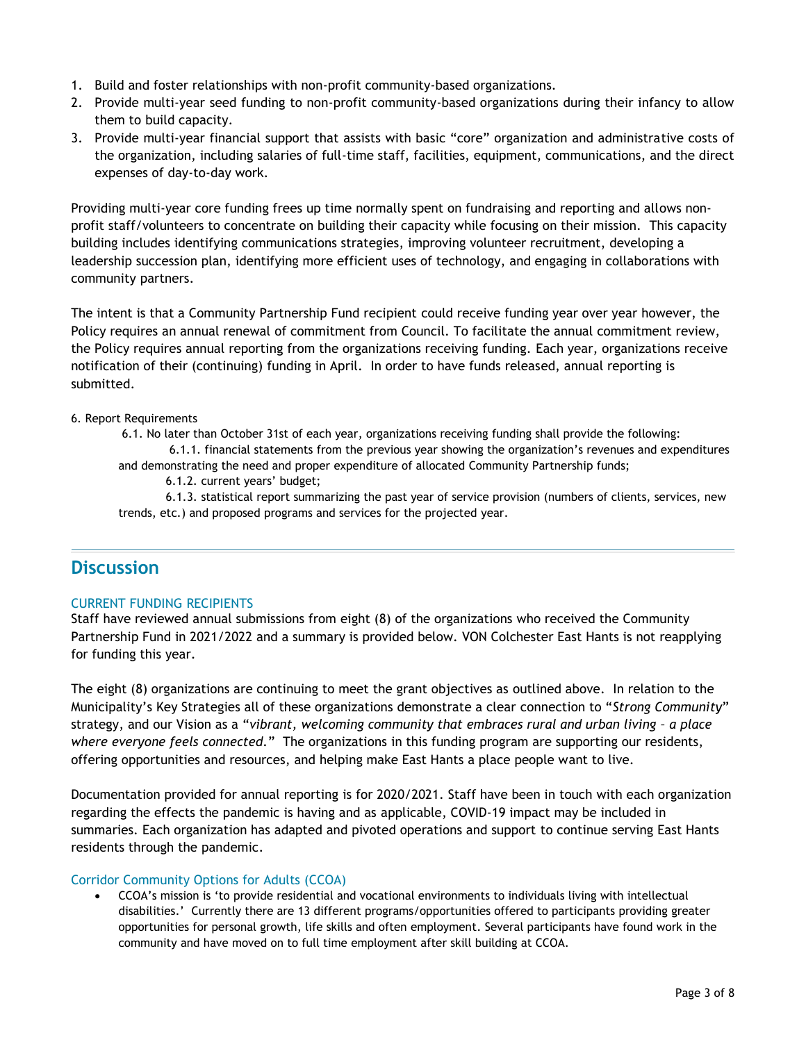1. Build and foster relationships with non-profit community-based organizations.
2. Provide multi-year seed funding to non-profit community-based organizations during their infancy to allow them to build capacity.
3. Provide multi-year financial support that assists with basic "core" organization and administrative costs of the organization, including salaries of full-time staff, facilities, equipment, communications, and the direct expenses of day-to-day work.

Providing multi-year core funding frees up time normally spent on fundraising and reporting and allows non-profit staff/volunteers to concentrate on building their capacity while focusing on their mission. This capacity building includes identifying communications strategies, improving volunteer recruitment, developing a leadership succession plan, identifying more efficient uses of technology, and engaging in collaborations with community partners.

The intent is that a Community Partnership Fund recipient could receive funding year over year however, the Policy requires an annual renewal of commitment from Council. To facilitate the annual commitment review, the Policy requires annual reporting from the organizations receiving funding. Each year, organizations receive notification of their (continuing) funding in April. In order to have funds released, annual reporting is submitted.

6. Report Requirements

6.1. No later than October 31st of each year, organizations receiving funding shall provide the following:

6.1.1. financial statements from the previous year showing the organization's revenues and expenditures and demonstrating the need and proper expenditure of allocated Community Partnership funds;

6.1.2. current years' budget;

6.1.3. statistical report summarizing the past year of service provision (numbers of clients, services, new trends, etc.) and proposed programs and services for the projected year.

---

## Discussion

### CURRENT FUNDING RECIPIENTS

Staff have reviewed annual submissions from eight (8) of the organizations who received the Community Partnership Fund in 2021/2022 and a summary is provided below. VON Colchester East Hants is not reapplying for funding this year.

The eight (8) organizations are continuing to meet the grant objectives as outlined above. In relation to the Municipality's Key Strategies all of these organizations demonstrate a clear connection to "*Strong Community*" strategy, and our Vision as a "*vibrant, welcoming community that embraces rural and urban living – a place where everyone feels connected*." The organizations in this funding program are supporting our residents, offering opportunities and resources, and helping make East Hants a place people want to live.

Documentation provided for annual reporting is for 2020/2021. Staff have been in touch with each organization regarding the effects the pandemic is having and as applicable, COVID-19 impact may be included in summaries. Each organization has adapted and pivoted operations and support to continue serving East Hants residents through the pandemic.

### Corridor Community Options for Adults (CCOA)

- CCOA's mission is 'to provide residential and vocational environments to individuals living with intellectual disabilities.' Currently there are 13 different programs/opportunities offered to participants providing greater opportunities for personal growth, life skills and often employment. Several participants have found work in the community and have moved on to full time employment after skill building at CCOA.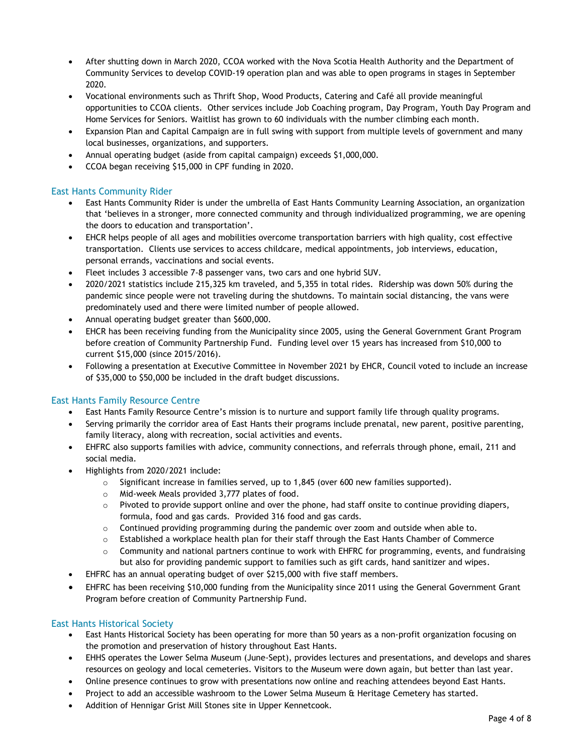- After shutting down in March 2020, CCOA worked with the Nova Scotia Health Authority and the Department of Community Services to develop COVID-19 operation plan and was able to open programs in stages in September 2020.
- Vocational environments such as Thrift Shop, Wood Products, Catering and Café all provide meaningful opportunities to CCOA clients. Other services include Job Coaching program, Day Program, Youth Day Program and Home Services for Seniors. Waitlist has grown to 60 individuals with the number climbing each month.
- Expansion Plan and Capital Campaign are in full swing with support from multiple levels of government and many local businesses, organizations, and supporters.
- Annual operating budget (aside from capital campaign) exceeds $1,000,000.
- CCOA began receiving $15,000 in CPF funding in 2020.

### East Hants Community Rider

- East Hants Community Rider is under the umbrella of East Hants Community Learning Association, an organization that 'believes in a stronger, more connected community and through individualized programming, we are opening the doors to education and transportation'.
- EHCR helps people of all ages and mobilities overcome transportation barriers with high quality, cost effective transportation. Clients use services to access childcare, medical appointments, job interviews, education, personal errands, vaccinations and social events.
- Fleet includes 3 accessible 7-8 passenger vans, two cars and one hybrid SUV.
- 2020/2021 statistics include 215,325 km traveled, and 5,355 in total rides. Ridership was down 50% during the pandemic since people were not traveling during the shutdowns. To maintain social distancing, the vans were predominately used and there were limited number of people allowed.
- Annual operating budget greater than $600,000.
- EHCR has been receiving funding from the Municipality since 2005, using the General Government Grant Program before creation of Community Partnership Fund. Funding level over 15 years has increased from $10,000 to current $15,000 (since 2015/2016).
- Following a presentation at Executive Committee in November 2021 by EHCR, Council voted to include an increase of $35,000 to $50,000 be included in the draft budget discussions.

### East Hants Family Resource Centre

- East Hants Family Resource Centre's mission is to nurture and support family life through quality programs.
- Serving primarily the corridor area of East Hants their programs include prenatal, new parent, positive parenting, family literacy, along with recreation, social activities and events.
- EHFRC also supports families with advice, community connections, and referrals through phone, email, 211 and social media.
- Highlights from 2020/2021 include:
  - Significant increase in families served, up to 1,845 (over 600 new families supported).
  - Mid-week Meals provided 3,777 plates of food.
  - Pivoted to provide support online and over the phone, had staff onsite to continue providing diapers, formula, food and gas cards. Provided 316 food and gas cards.
  - Continued providing programming during the pandemic over zoom and outside when able to.
  - Established a workplace health plan for their staff through the East Hants Chamber of Commerce
  - Community and national partners continue to work with EHFRC for programming, events, and fundraising but also for providing pandemic support to families such as gift cards, hand sanitizer and wipes.
- EHFRC has an annual operating budget of over $215,000 with five staff members.
- EHFRC has been receiving $10,000 funding from the Municipality since 2011 using the General Government Grant Program before creation of Community Partnership Fund.

### East Hants Historical Society

- East Hants Historical Society has been operating for more than 50 years as a non-profit organization focusing on the promotion and preservation of history throughout East Hants.
- EHHS operates the Lower Selma Museum (June-Sept), provides lectures and presentations, and develops and shares resources on geology and local cemeteries. Visitors to the Museum were down again, but better than last year.
- Online presence continues to grow with presentations now online and reaching attendees beyond East Hants.
- Project to add an accessible washroom to the Lower Selma Museum & Heritage Cemetery has started.
- Addition of Hennigar Grist Mill Stones site in Upper Kennetcook.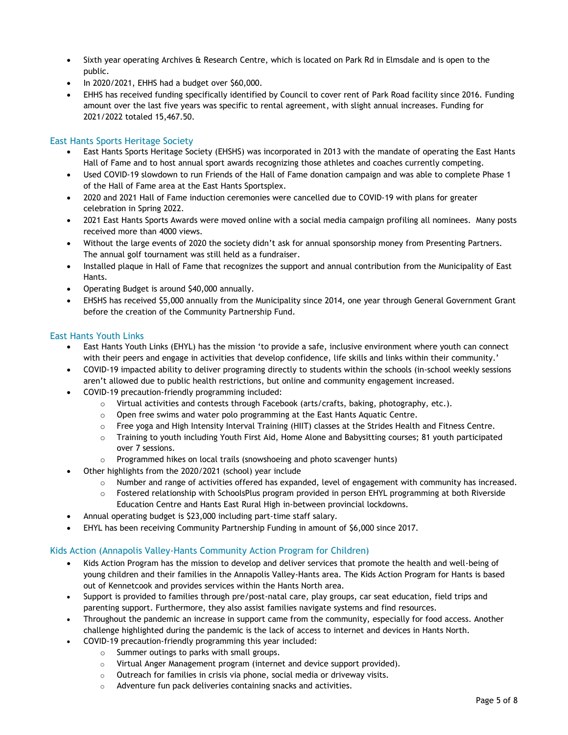- Sixth year operating Archives & Research Centre, which is located on Park Rd in Elmsdale and is open to the public.
- In 2020/2021, EHHS had a budget over $60,000.
- EHHS has received funding specifically identified by Council to cover rent of Park Road facility since 2016. Funding amount over the last five years was specific to rental agreement, with slight annual increases. Funding for 2021/2022 totaled 15,467.50.

## East Hants Sports Heritage Society

- East Hants Sports Heritage Society (EHSHS) was incorporated in 2013 with the mandate of operating the East Hants Hall of Fame and to host annual sport awards recognizing those athletes and coaches currently competing.
- Used COVID-19 slowdown to run Friends of the Hall of Fame donation campaign and was able to complete Phase 1 of the Hall of Fame area at the East Hants Sportsplex.
- 2020 and 2021 Hall of Fame induction ceremonies were cancelled due to COVID-19 with plans for greater celebration in Spring 2022.
- 2021 East Hants Sports Awards were moved online with a social media campaign profiling all nominees. Many posts received more than 4000 views.
- Without the large events of 2020 the society didn't ask for annual sponsorship money from Presenting Partners. The annual golf tournament was still held as a fundraiser.
- Installed plaque in Hall of Fame that recognizes the support and annual contribution from the Municipality of East Hants.
- Operating Budget is around $40,000 annually.
- EHSHS has received $5,000 annually from the Municipality since 2014, one year through General Government Grant before the creation of the Community Partnership Fund.

## East Hants Youth Links

- East Hants Youth Links (EHYL) has the mission 'to provide a safe, inclusive environment where youth can connect with their peers and engage in activities that develop confidence, life skills and links within their community.'
- COVID-19 impacted ability to deliver programing directly to students within the schools (in-school weekly sessions aren't allowed due to public health restrictions, but online and community engagement increased.
- COVID-19 precaution-friendly programming included:
  - Virtual activities and contests through Facebook (arts/crafts, baking, photography, etc.).
  - Open free swims and water polo programming at the East Hants Aquatic Centre.
  - Free yoga and High Intensity Interval Training (HIIT) classes at the Strides Health and Fitness Centre.
  - Training to youth including Youth First Aid, Home Alone and Babysitting courses; 81 youth participated over 7 sessions.
  - Programmed hikes on local trails (snowshoeing and photo scavenger hunts)
- Other highlights from the 2020/2021 (school) year include
  - Number and range of activities offered has expanded, level of engagement with community has increased.
  - Fostered relationship with SchoolsPlus program provided in person EHYL programming at both Riverside Education Centre and Hants East Rural High in-between provincial lockdowns.
- Annual operating budget is $23,000 including part-time staff salary.
- EHYL has been receiving Community Partnership Funding in amount of $6,000 since 2017.

## Kids Action (Annapolis Valley-Hants Community Action Program for Children)

- Kids Action Program has the mission to develop and deliver services that promote the health and well-being of young children and their families in the Annapolis Valley-Hants area. The Kids Action Program for Hants is based out of Kennetcook and provides services within the Hants North area.
- Support is provided to families through pre/post-natal care, play groups, car seat education, field trips and parenting support. Furthermore, they also assist families navigate systems and find resources.
- Throughout the pandemic an increase in support came from the community, especially for food access. Another challenge highlighted during the pandemic is the lack of access to internet and devices in Hants North.
- COVID-19 precaution-friendly programming this year included:
  - Summer outings to parks with small groups.
  - Virtual Anger Management program (internet and device support provided).
  - Outreach for families in crisis via phone, social media or driveway visits.
  - Adventure fun pack deliveries containing snacks and activities.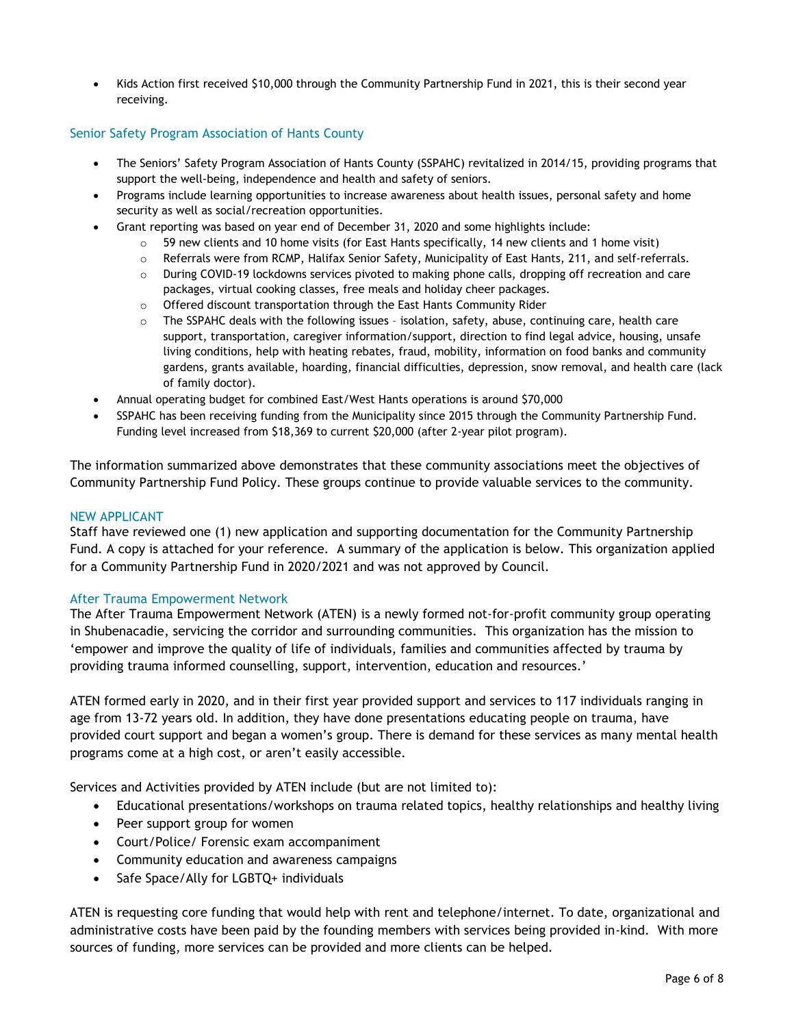- Kids Action first received $10,000 through the Community Partnership Fund in 2021, this is their second year receiving.

### Senior Safety Program Association of Hants County

- The Seniors' Safety Program Association of Hants County (SSPAHC) revitalized in 2014/15, providing programs that support the well-being, independence and health and safety of seniors.
- Programs include learning opportunities to increase awareness about health issues, personal safety and home security as well as social/recreation opportunities.
- Grant reporting was based on year end of December 31, 2020 and some highlights include:
  - 59 new clients and 10 home visits (for East Hants specifically, 14 new clients and 1 home visit)
  - Referrals were from RCMP, Halifax Senior Safety, Municipality of East Hants, 211, and self-referrals.
  - During COVID-19 lockdowns services pivoted to making phone calls, dropping off recreation and care packages, virtual cooking classes, free meals and holiday cheer packages.
  - Offered discount transportation through the East Hants Community Rider
  - The SSPAHC deals with the following issues – isolation, safety, abuse, continuing care, health care support, transportation, caregiver information/support, direction to find legal advice, housing, unsafe living conditions, help with heating rebates, fraud, mobility, information on food banks and community gardens, grants available, hoarding, financial difficulties, depression, snow removal, and health care (lack of family doctor).
- Annual operating budget for combined East/West Hants operations is around $70,000
- SSPAHC has been receiving funding from the Municipality since 2015 through the Community Partnership Fund. Funding level increased from $18,369 to current $20,000 (after 2-year pilot program).

The information summarized above demonstrates that these community associations meet the objectives of Community Partnership Fund Policy. These groups continue to provide valuable services to the community.

## NEW APPLICANT

Staff have reviewed one (1) new application and supporting documentation for the Community Partnership Fund. A copy is attached for your reference. A summary of the application is below. This organization applied for a Community Partnership Fund in 2020/2021 and was not approved by Council.

### After Trauma Empowerment Network

The After Trauma Empowerment Network (ATEN) is a newly formed not-for-profit community group operating in Shubenacadie, servicing the corridor and surrounding communities. This organization has the mission to 'empower and improve the quality of life of individuals, families and communities affected by trauma by providing trauma informed counselling, support, intervention, education and resources.'

ATEN formed early in 2020, and in their first year provided support and services to 117 individuals ranging in age from 13-72 years old. In addition, they have done presentations educating people on trauma, have provided court support and began a women's group. There is demand for these services as many mental health programs come at a high cost, or aren't easily accessible.

Services and Activities provided by ATEN include (but are not limited to):

- Educational presentations/workshops on trauma related topics, healthy relationships and healthy living
- Peer support group for women
- Court/Police/ Forensic exam accompaniment
- Community education and awareness campaigns
- Safe Space/Ally for LGBTQ+ individuals

ATEN is requesting core funding that would help with rent and telephone/internet. To date, organizational and administrative costs have been paid by the founding members with services being provided in-kind. With more sources of funding, more services can be provided and more clients can be helped.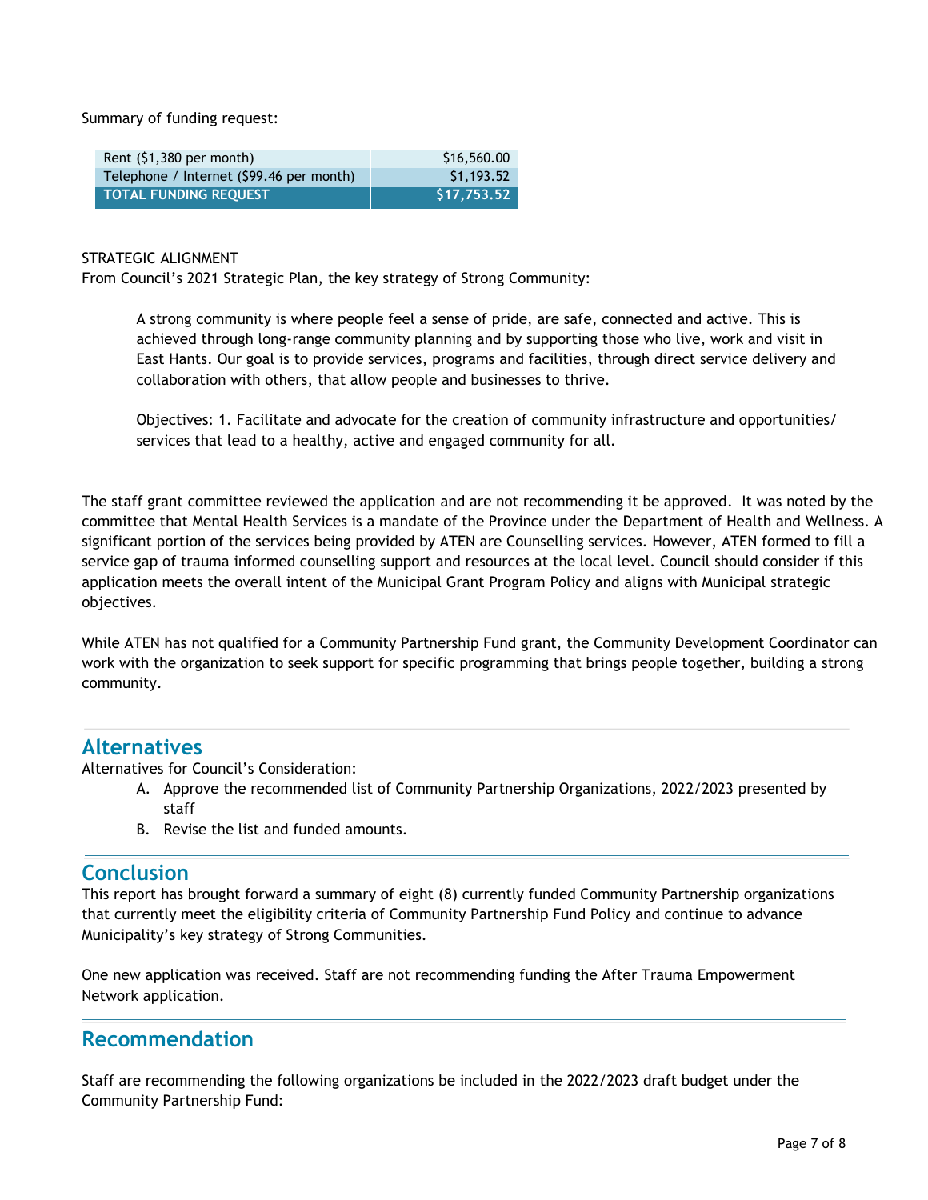Summary of funding request:

| Rent ($1,380 per month) | $16,560.00 |
|---|---|
| Telephone / Internet ($99.46 per month) | $1,193.52 |
| **TOTAL FUNDING REQUEST** | **$17,753.52** |

STRATEGIC ALIGNMENT
From Council's 2021 Strategic Plan, the key strategy of Strong Community:

> A strong community is where people feel a sense of pride, are safe, connected and active. This is achieved through long-range community planning and by supporting those who live, work and visit in East Hants. Our goal is to provide services, programs and facilities, through direct service delivery and collaboration with others, that allow people and businesses to thrive.
>
> Objectives: 1. Facilitate and advocate for the creation of community infrastructure and opportunities/ services that lead to a healthy, active and engaged community for all.

The staff grant committee reviewed the application and are not recommending it be approved. It was noted by the committee that Mental Health Services is a mandate of the Province under the Department of Health and Wellness. A significant portion of the services being provided by ATEN are Counselling services. However, ATEN formed to fill a service gap of trauma informed counselling support and resources at the local level. Council should consider if this application meets the overall intent of the Municipal Grant Program Policy and aligns with Municipal strategic objectives.

While ATEN has not qualified for a Community Partnership Fund grant, the Community Development Coordinator can work with the organization to seek support for specific programming that brings people together, building a strong community.

## Alternatives

Alternatives for Council's Consideration:

A. Approve the recommended list of Community Partnership Organizations, 2022/2023 presented by staff
B. Revise the list and funded amounts.

## Conclusion

This report has brought forward a summary of eight (8) currently funded Community Partnership organizations that currently meet the eligibility criteria of Community Partnership Fund Policy and continue to advance Municipality's key strategy of Strong Communities.

One new application was received. Staff are not recommending funding the After Trauma Empowerment Network application.

## Recommendation

Staff are recommending the following organizations be included in the 2022/2023 draft budget under the Community Partnership Fund: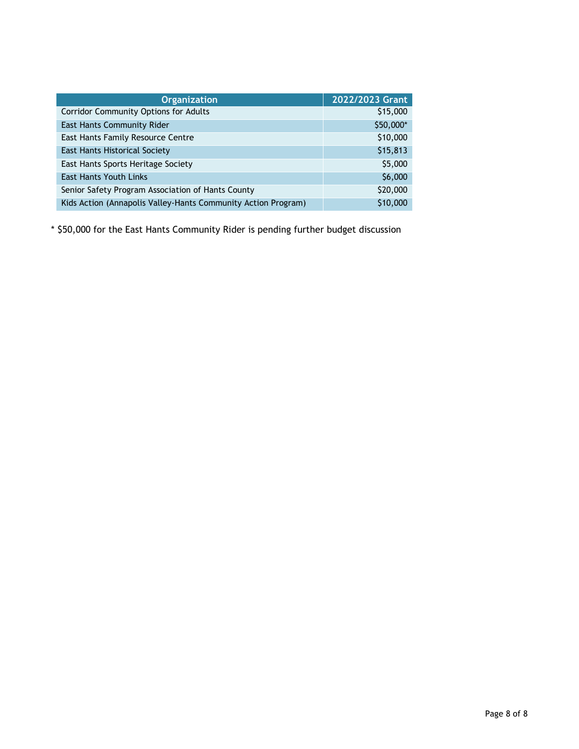| Organization | 2022/2023 Grant |
| --- | --- |
| Corridor Community Options for Adults | $15,000 |
| East Hants Community Rider | $50,000* |
| East Hants Family Resource Centre | $10,000 |
| East Hants Historical Society | $15,813 |
| East Hants Sports Heritage Society | $5,000 |
| East Hants Youth Links | $6,000 |
| Senior Safety Program Association of Hants County | $20,000 |
| Kids Action (Annapolis Valley-Hants Community Action Program) | $10,000 |

* $50,000 for the East Hants Community Rider is pending further budget discussion